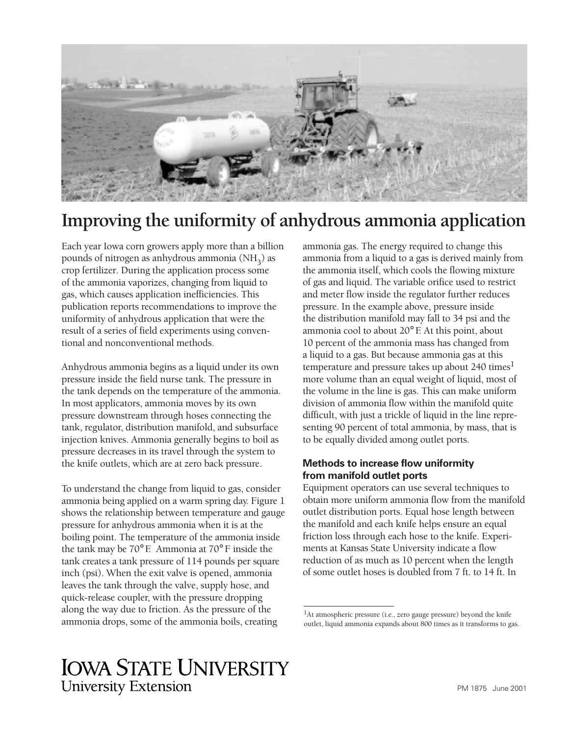# Improving the uniformity of anhydrous ammonia application

Each year Iowa corn growers apply more than a billion pounds of nitrogen as anhydrous ammonia ($NH_3$) as crop fertilizer. During the application process some of the ammonia vaporizes, changing from liquid to gas, which causes application inefficiencies. This publication reports recommendations to improve the uniformity of anhydrous application that were the result of a series of field experiments using conventional and nonconventional methods.

Anhydrous ammonia begins as a liquid under its own pressure inside the field nurse tank. The pressure in the tank depends on the temperature of the ammonia. In most applicators, ammonia moves by its own pressure downstream through hoses connecting the tank, regulator, distribution manifold, and subsurface injection knives. Ammonia generally begins to boil as pressure decreases in its travel through the system to the knife outlets, which are at zero back pressure.

To understand the change from liquid to gas, consider ammonia being applied on a warm spring day. Figure 1 shows the relationship between temperature and gauge pressure for anhydrous ammonia when it is at the boiling point. The temperature of the ammonia inside the tank may be 70° F. Ammonia at 70° F inside the tank creates a tank pressure of 114 pounds per square inch (psi). When the exit valve is opened, ammonia leaves the tank through the valve, supply hose, and quick-release coupler, with the pressure dropping along the way due to friction. As the pressure of the ammonia drops, some of the ammonia boils, creating ammonia gas. The energy required to change this ammonia from a liquid to a gas is derived mainly from the ammonia itself, which cools the flowing mixture of gas and liquid. The variable orifice used to restrict and meter flow inside the regulator further reduces pressure. In the example above, pressure inside the distribution manifold may fall to 34 psi and the ammonia cool to about 20° F. At this point, about 10 percent of the ammonia mass has changed from a liquid to a gas. But because ammonia gas at this temperature and pressure takes up about 240 times[1] more volume than an equal weight of liquid, most of the volume in the line is gas. This can make uniform division of ammonia flow within the manifold quite difficult, with just a trickle of liquid in the line representing 90 percent of total ammonia, by mass, that is to be equally divided among outlet ports.

### Methods to increase flow uniformity from manifold outlet ports

Equipment operators can use several techniques to obtain more uniform ammonia flow from the manifold outlet distribution ports. Equal hose length between the manifold and each knife helps ensure an equal friction loss through each hose to the knife. Experiments at Kansas State University indicate a flow reduction of as much as 10 percent when the length of some outlet hoses is doubled from 7 ft. to 14 ft. In

[1] At atmospheric pressure (i.e., zero gauge pressure) beyond the knife outlet, liquid ammonia expands about 800 times as it transforms to gas.

IOWA STATE UNIVERSITY
University Extension

PM 1875 June 2001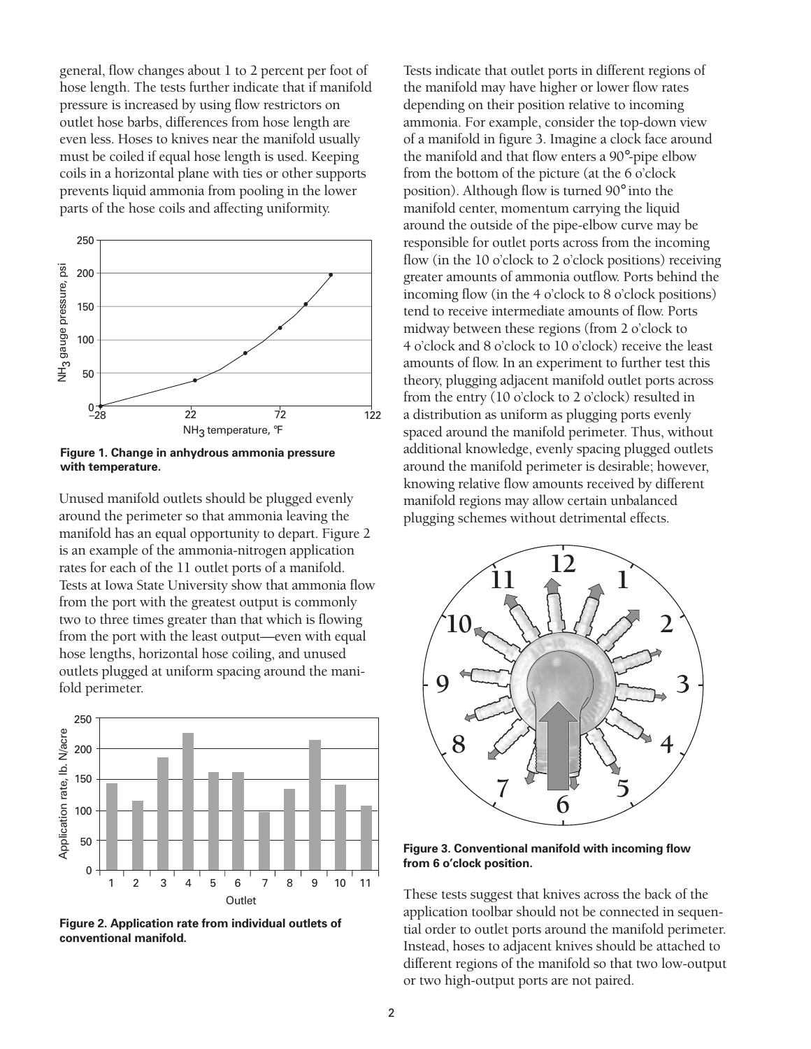general, flow changes about 1 to 2 percent per foot of hose length. The tests further indicate that if manifold pressure is increased by using flow restrictors on outlet hose barbs, differences from hose length are even less. Hoses to knives near the manifold usually must be coiled if equal hose length is used. Keeping coils in a horizontal plane with ties or other supports prevents liquid ammonia from pooling in the lower parts of the hose coils and affecting uniformity.

**Figure 1. Change in anhydrous ammonia pressure with temperature.**

Unused manifold outlets should be plugged evenly around the perimeter so that ammonia leaving the manifold has an equal opportunity to depart. Figure 2 is an example of the ammonia-nitrogen application rates for each of the 11 outlet ports of a manifold. Tests at Iowa State University show that ammonia flow from the port with the greatest output is commonly two to three times greater than that which is flowing from the port with the least output—even with equal hose lengths, horizontal hose coiling, and unused outlets plugged at uniform spacing around the manifold perimeter.

**Figure 2. Application rate from individual outlets of conventional manifold.**

Tests indicate that outlet ports in different regions of the manifold may have higher or lower flow rates depending on their position relative to incoming ammonia. For example, consider the top-down view of a manifold in figure 3. Imagine a clock face around the manifold and that flow enters a 90°-pipe elbow from the bottom of the picture (at the 6 o'clock position). Although flow is turned 90° into the manifold center, momentum carrying the liquid around the outside of the pipe-elbow curve may be responsible for outlet ports across from the incoming flow (in the 10 o'clock to 2 o'clock positions) receiving greater amounts of ammonia outflow. Ports behind the incoming flow (in the 4 o'clock to 8 o'clock positions) tend to receive intermediate amounts of flow. Ports midway between these regions (from 2 o'clock to 4 o'clock and 8 o'clock to 10 o'clock) receive the least amounts of flow. In an experiment to further test this theory, plugging adjacent manifold outlet ports across from the entry (10 o'clock to 2 o'clock) resulted in a distribution as uniform as plugging ports evenly spaced around the manifold perimeter. Thus, without additional knowledge, evenly spacing plugged outlets around the manifold perimeter is desirable; however, knowing relative flow amounts received by different manifold regions may allow certain unbalanced plugging schemes without detrimental effects.

**Figure 3. Conventional manifold with incoming flow from 6 o'clock position.**

These tests suggest that knives across the back of the application toolbar should not be connected in sequential order to outlet ports around the manifold perimeter. Instead, hoses to adjacent knives should be attached to different regions of the manifold so that two low-output or two high-output ports are not paired.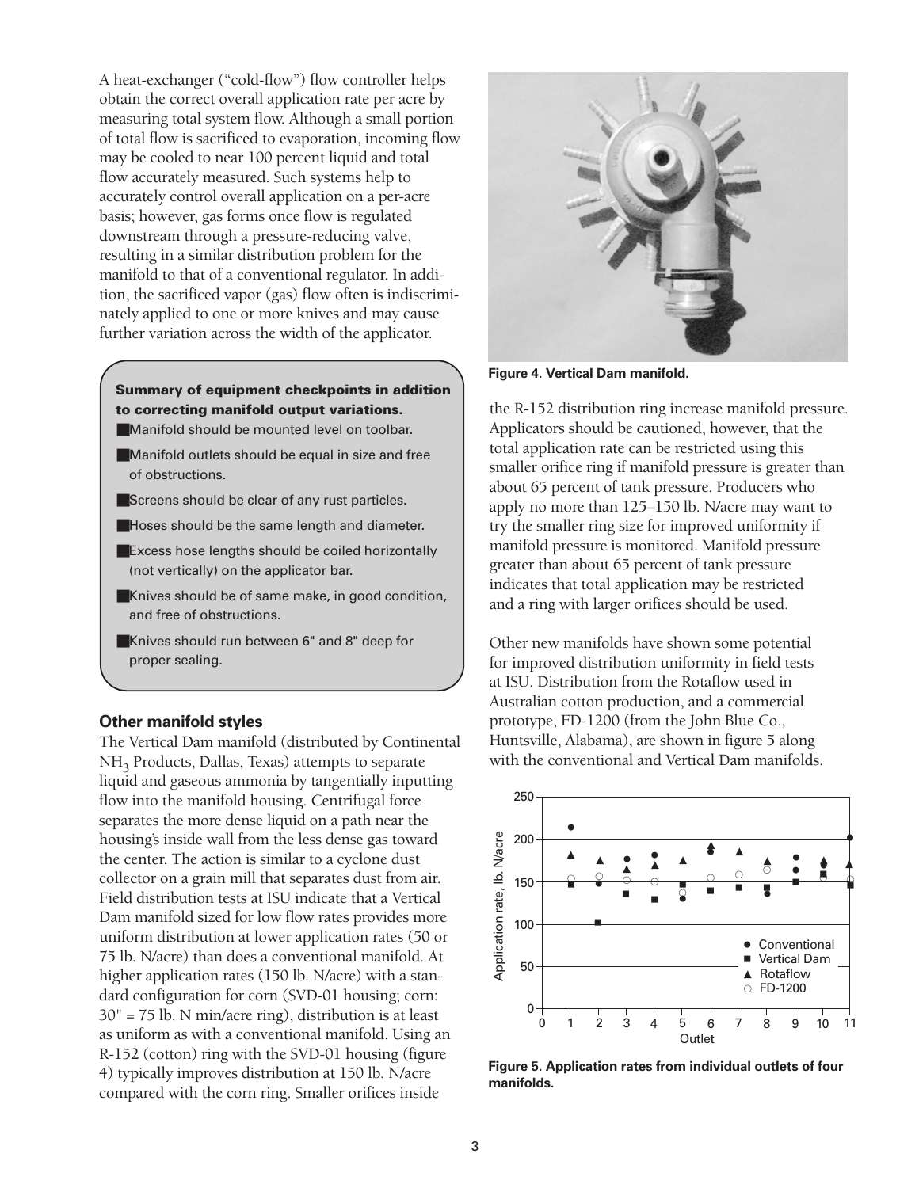A heat-exchanger ("cold-flow") flow controller helps obtain the correct overall application rate per acre by measuring total system flow. Although a small portion of total flow is sacrificed to evaporation, incoming flow may be cooled to near 100 percent liquid and total flow accurately measured. Such systems help to accurately control overall application on a per-acre basis; however, gas forms once flow is regulated downstream through a pressure-reducing valve, resulting in a similar distribution problem for the manifold to that of a conventional regulator. In addition, the sacrificed vapor (gas) flow often is indiscriminately applied to one or more knives and may cause further variation across the width of the applicator.

**Summary of equipment checkpoints in addition to correcting manifold output variations.**

- Manifold should be mounted level on toolbar.
- Manifold outlets should be equal in size and free of obstructions.
- Screens should be clear of any rust particles.
- Hoses should be the same length and diameter.
- Excess hose lengths should be coiled horizontally (not vertically) on the applicator bar.
- Knives should be of same make, in good condition, and free of obstructions.
- Knives should run between 6" and 8" deep for proper sealing.

### Other manifold styles

The Vertical Dam manifold (distributed by Continental $NH_3$ Products, Dallas, Texas) attempts to separate liquid and gaseous ammonia by tangentially inputting flow into the manifold housing. Centrifugal force separates the more dense liquid on a path near the housing's inside wall from the less dense gas toward the center. The action is similar to a cyclone dust collector on a grain mill that separates dust from air. Field distribution tests at ISU indicate that a Vertical Dam manifold sized for low flow rates provides more uniform distribution at lower application rates (50 or 75 lb. N/acre) than does a conventional manifold. At higher application rates (150 lb. N/acre) with a standard configuration for corn (SVD-01 housing; corn: 30" = 75 lb. N min/acre ring), distribution is at least as uniform as with a conventional manifold. Using an R-152 (cotton) ring with the SVD-01 housing (figure 4) typically improves distribution at 150 lb. N/acre compared with the corn ring. Smaller orifices inside

**Figure 4. Vertical Dam manifold.**

the R-152 distribution ring increase manifold pressure. Applicators should be cautioned, however, that the total application rate can be restricted using this smaller orifice ring if manifold pressure is greater than about 65 percent of tank pressure. Producers who apply no more than 125–150 lb. N/acre may want to try the smaller ring size for improved uniformity if manifold pressure is monitored. Manifold pressure greater than about 65 percent of tank pressure indicates that total application may be restricted and a ring with larger orifices should be used.

Other new manifolds have shown some potential for improved distribution uniformity in field tests at ISU. Distribution from the Rotaflow used in Australian cotton production, and a commercial prototype, FD-1200 (from the John Blue Co., Huntsville, Alabama), are shown in figure 5 along with the conventional and Vertical Dam manifolds.

**Figure 5. Application rates from individual outlets of four manifolds.**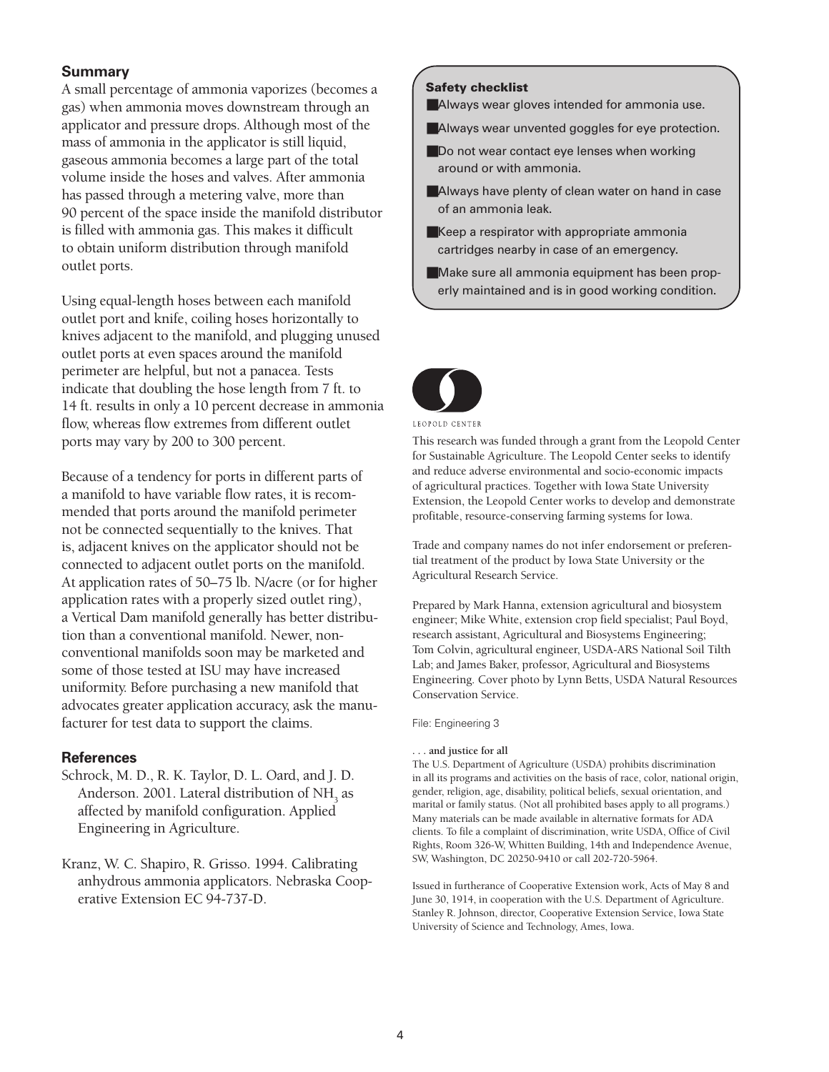## Summary

A small percentage of ammonia vaporizes (becomes a gas) when ammonia moves downstream through an applicator and pressure drops. Although most of the mass of ammonia in the applicator is still liquid, gaseous ammonia becomes a large part of the total volume inside the hoses and valves. After ammonia has passed through a metering valve, more than 90 percent of the space inside the manifold distributor is filled with ammonia gas. This makes it difficult to obtain uniform distribution through manifold outlet ports.

Using equal-length hoses between each manifold outlet port and knife, coiling hoses horizontally to knives adjacent to the manifold, and plugging unused outlet ports at even spaces around the manifold perimeter are helpful, but not a panacea. Tests indicate that doubling the hose length from 7 ft. to 14 ft. results in only a 10 percent decrease in ammonia flow, whereas flow extremes from different outlet ports may vary by 200 to 300 percent.

Because of a tendency for ports in different parts of a manifold to have variable flow rates, it is recommended that ports around the manifold perimeter not be connected sequentially to the knives. That is, adjacent knives on the applicator should not be connected to adjacent outlet ports on the manifold. At application rates of 50–75 lb. N/acre (or for higher application rates with a properly sized outlet ring), a Vertical Dam manifold generally has better distribution than a conventional manifold. Newer, non-conventional manifolds soon may be marketed and some of those tested at ISU may have increased uniformity. Before purchasing a new manifold that advocates greater application accuracy, ask the manufacturer for test data to support the claims.

## References

Schrock, M. D., R. K. Taylor, D. L. Oard, and J. D. Anderson. 2001. Lateral distribution of $NH_3$ as affected by manifold configuration. Applied Engineering in Agriculture.

Kranz, W. C. Shapiro, R. Grisso. 1994. Calibrating anhydrous ammonia applicators. Nebraska Cooperative Extension EC 94-737-D.

**Safety checklist**

- Always wear gloves intended for ammonia use.
- Always wear unvented goggles for eye protection.
- Do not wear contact eye lenses when working around or with ammonia.
- Always have plenty of clean water on hand in case of an ammonia leak.
- Keep a respirator with appropriate ammonia cartridges nearby in case of an emergency.
- Make sure all ammonia equipment has been properly maintained and is in good working condition.

LEOPOLD CENTER

This research was funded through a grant from the Leopold Center for Sustainable Agriculture. The Leopold Center seeks to identify and reduce adverse environmental and socio-economic impacts of agricultural practices. Together with Iowa State University Extension, the Leopold Center works to develop and demonstrate profitable, resource-conserving farming systems for Iowa.

Trade and company names do not infer endorsement or preferential treatment of the product by Iowa State University or the Agricultural Research Service.

Prepared by Mark Hanna, extension agricultural and biosystem engineer; Mike White, extension crop field specialist; Paul Boyd, research assistant, Agricultural and Biosystems Engineering; Tom Colvin, agricultural engineer, USDA-ARS National Soil Tilth Lab; and James Baker, professor, Agricultural and Biosystems Engineering. Cover photo by Lynn Betts, USDA Natural Resources Conservation Service.

File: Engineering 3

**. . . and justice for all**
The U.S. Department of Agriculture (USDA) prohibits discrimination in all its programs and activities on the basis of race, color, national origin, gender, religion, age, disability, political beliefs, sexual orientation, and marital or family status. (Not all prohibited bases apply to all programs.) Many materials can be made available in alternative formats for ADA clients. To file a complaint of discrimination, write USDA, Office of Civil Rights, Room 326-W, Whitten Building, 14th and Independence Avenue, SW, Washington, DC 20250-9410 or call 202-720-5964.

Issued in furtherance of Cooperative Extension work, Acts of May 8 and June 30, 1914, in cooperation with the U.S. Department of Agriculture. Stanley R. Johnson, director, Cooperative Extension Service, Iowa State University of Science and Technology, Ames, Iowa.